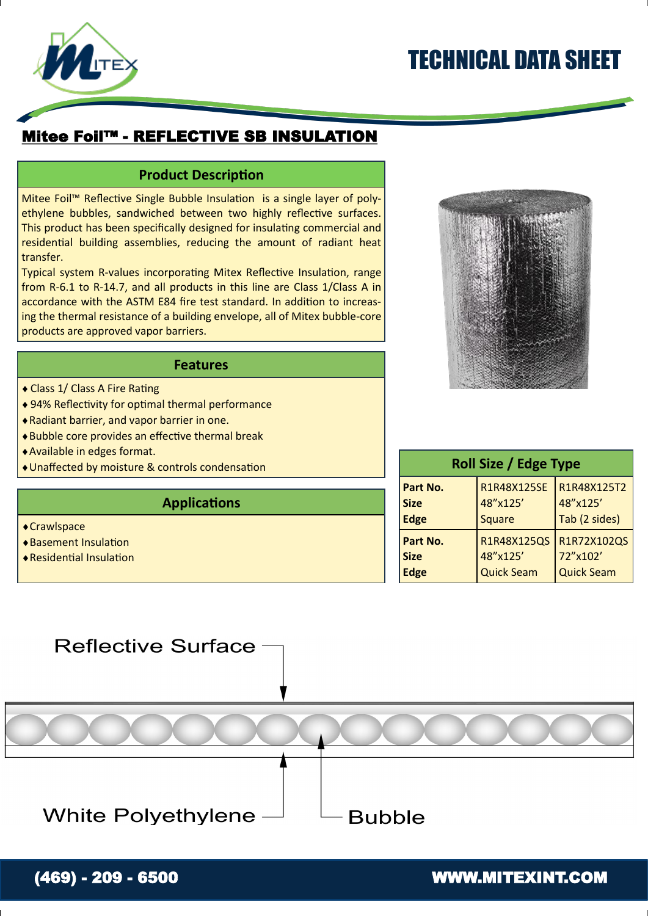# TECHNICAL DATA SHEET

## Mitee Foil™ - REFLECTIVE SB INSULATION

### Product Description

Mitee Foil™ Reflective Single Bubble Insulation is a single layer of polyethylene bubbles, sandwiched between two highly reflective surfaces. This product has been specifically designed for insulating commercial and residential building assemblies, reducing the amount of radiant heat transfer.

Typical system R-values incorporating Mitex Reflective Insulation, range from R-6.1 to R-14.7, and all products in this line are Class 1/Class A in accordance with the ASTM E84 fire test standard. In addition to increasing the thermal resistance of a building envelope, all of Mitex bubble-core products are approved vapor barriers.

### Features

- Class 1/ Class A Fire Rating
- 94% Reflectivity for optimal thermal performance
- Radiant barrier, and vapor barrier in one.
- Bubble core provides an effective thermal break
- Available in edges format.
- Unaffected by moisture & controls condensation

### Applications

- Crawlspace
- Basement Insulation
- Residential Insulation

### Roll Size / Edge Type

| | | |
|---|---|---|
| **Part No.** | R1R48X125SE | R1R48X125T2 |
| **Size** | 48"x125' | 48"x125' |
| **Edge** | Square | Tab (2 sides) |
| **Part No.** | R1R48X125QS | R1R72X102QS |
| **Size** | 48"x125' | 72"x102' |
| **Edge** | Quick Seam | Quick Seam |

Reflective Surface

White Polyethylene

Bubble

(469) - 209 - 6500

WWW.MITEXINT.COM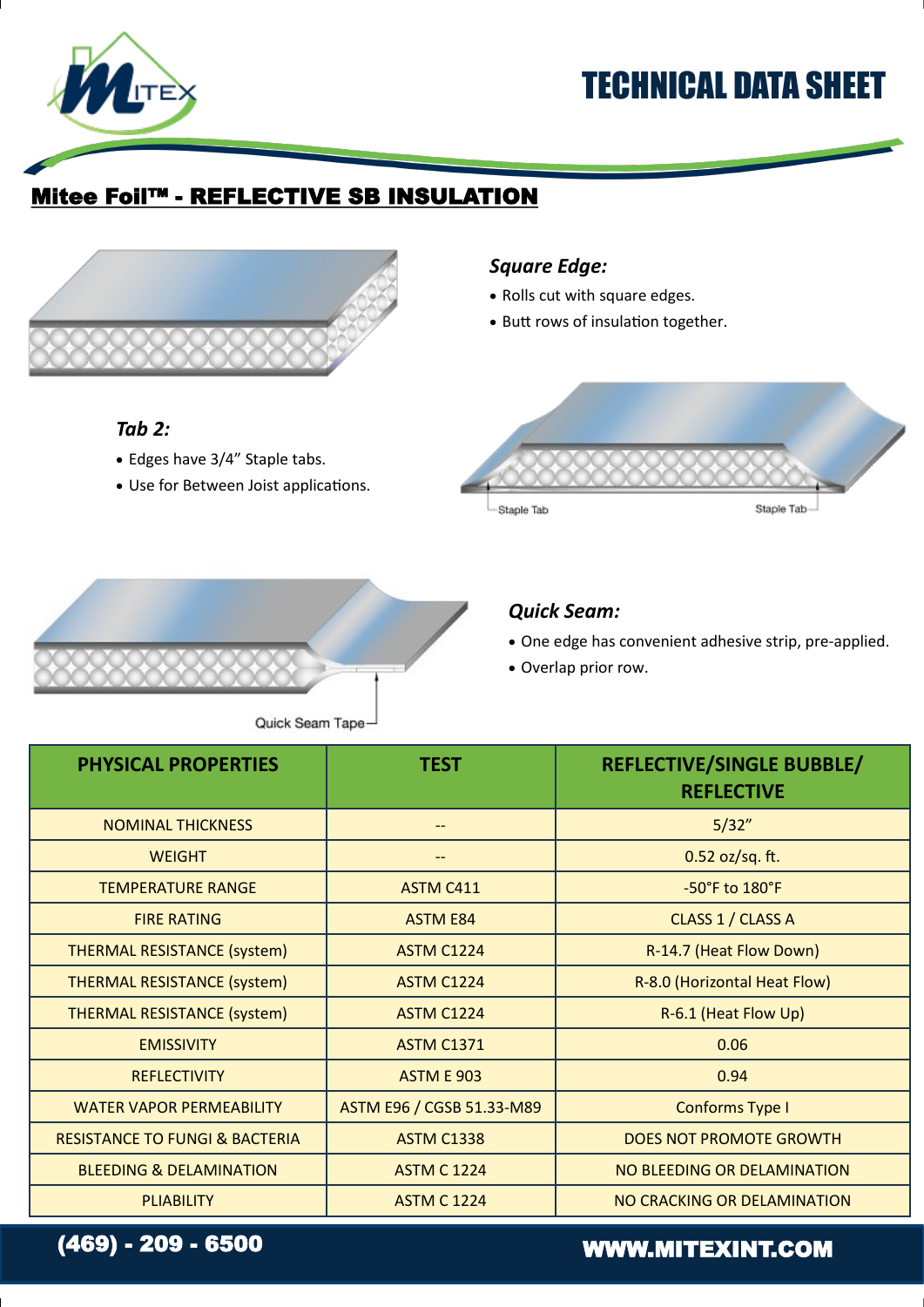# TECHNICAL DATA SHEET

## Mitee Foil™ - REFLECTIVE SB INSULATION

### *Square Edge:*

- Rolls cut with square edges.
- Butt rows of insulation together.

### *Tab 2:*

- Edges have 3/4" Staple tabs.
- Use for Between Joist applications.

Staple Tab

Staple Tab

### *Quick Seam:*

- One edge has convenient adhesive strip, pre-applied.
- Overlap prior row.

Quick Seam Tape

| PHYSICAL PROPERTIES | TEST | REFLECTIVE/SINGLE BUBBLE/ REFLECTIVE |
|---|---|---|
| NOMINAL THICKNESS | -- | 5/32" |
| WEIGHT | -- | 0.52 oz/sq. ft. |
| TEMPERATURE RANGE | ASTM C411 | -50°F to 180°F |
| FIRE RATING | ASTM E84 | CLASS 1 / CLASS A |
| THERMAL RESISTANCE (system) | ASTM C1224 | R-14.7 (Heat Flow Down) |
| THERMAL RESISTANCE (system) | ASTM C1224 | R-8.0 (Horizontal Heat Flow) |
| THERMAL RESISTANCE (system) | ASTM C1224 | R-6.1 (Heat Flow Up) |
| EMISSIVITY | ASTM C1371 | 0.06 |
| REFLECTIVITY | ASTM E 903 | 0.94 |
| WATER VAPOR PERMEABILITY | ASTM E96 / CGSB 51.33-M89 | Conforms Type I |
| RESISTANCE TO FUNGI & BACTERIA | ASTM C1338 | DOES NOT PROMOTE GROWTH |
| BLEEDING & DELAMINATION | ASTM C 1224 | NO BLEEDING OR DELAMINATION |
| PLIABILITY | ASTM C 1224 | NO CRACKING OR DELAMINATION |

(469) - 209 - 6500

WWW.MITEXINT.COM